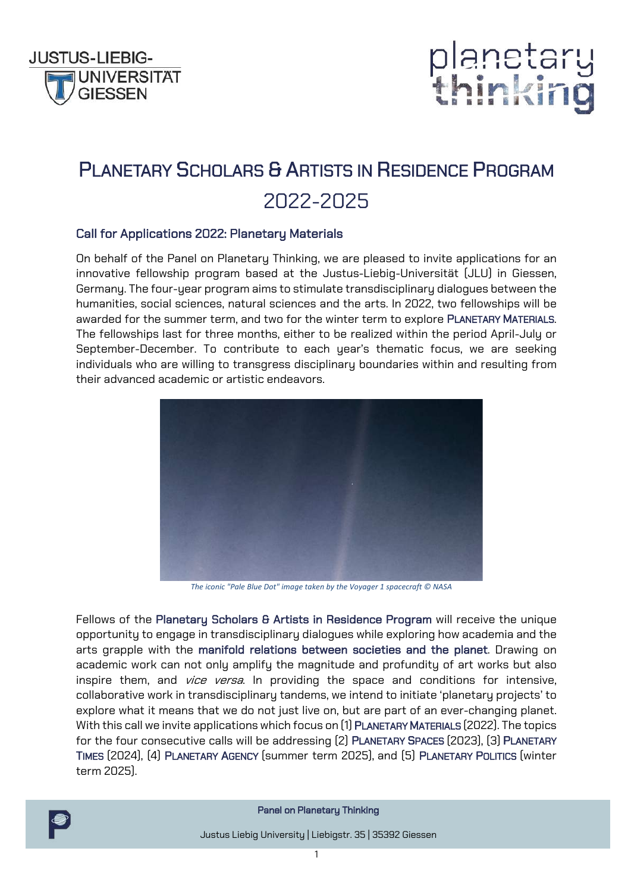# PLANETARY SCHOLARS & ARTISTS IN RESIDENCE PROGRAM 2022-2025

## Call for Applications 2022: Planetary Materials

On behalf of the Panel on Planetary Thinking, we are pleased to invite applications for an innovative fellowship program based at the Justus-Liebig-Universität (JLU) in Giessen, Germany. The four-year program aims to stimulate transdisciplinary dialogues between the humanities, social sciences, natural sciences and the arts. In 2022, two fellowships will be awarded for the summer term, and two for the winter term to explore PLANETARY MATERIALS. The fellowships last for three months, either to be realized within the period April-July or September-December. To contribute to each year's thematic focus, we are seeking individuals who are willing to transgress disciplinary boundaries within and resulting from their advanced academic or artistic endeavors.

*The iconic "Pale Blue Dot" image taken by the Voyager 1 spacecraft © NASA*

Fellows of the **Planetary Scholars & Artists in Residence Program** will receive the unique opportunity to engage in transdisciplinary dialogues while exploring how academia and the arts grapple with the **manifold relations between societies and the planet**. Drawing on academic work can not only amplify the magnitude and profundity of art works but also inspire them, and *vice versa*. In providing the space and conditions for intensive, collaborative work in transdisciplinary tandems, we intend to initiate 'planetary projects' to explore what it means that we do not just live on, but are part of an ever-changing planet. With this call we invite applications which focus on (1) PLANETARY MATERIALS (2022). The topics for the four consecutive calls will be addressing (2) PLANETARY SPACES (2023), (3) PLANETARY TIMES (2024), (4) PLANETARY AGENCY (summer term 2025), and (5) PLANETARY POLITICS (winter term 2025).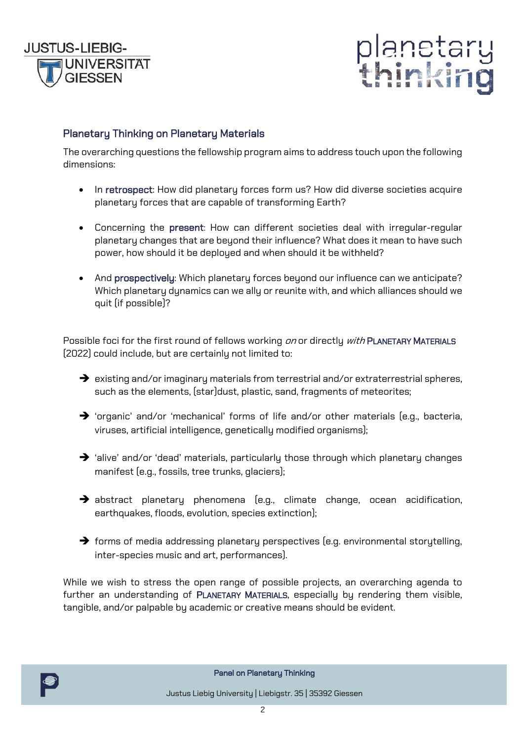## Planetary Thinking on Planetary Materials

The overarching questions the fellowship program aims to address touch upon the following dimensions:

- In **retrospect**: How did planetary forces form us? How did diverse societies acquire planetary forces that are capable of transforming Earth?
- Concerning the **present**: How can different societies deal with irregular-regular planetary changes that are beyond their influence? What does it mean to have such power, how should it be deployed and when should it be withheld?
- And **prospectively**: Which planetary forces beyond our influence can we anticipate? Which planetary dynamics can we ally or reunite with, and which alliances should we quit (if possible)?

Possible foci for the first round of fellows working *on* or directly *with* PLANETARY MATERIALS (2022) could include, but are certainly not limited to:

- ➔ existing and/or imaginary materials from terrestrial and/or extraterrestrial spheres, such as the elements, (star)dust, plastic, sand, fragments of meteorites;
- ➔ 'organic' and/or 'mechanical' forms of life and/or other materials (e.g., bacteria, viruses, artificial intelligence, genetically modified organisms);
- ➔ 'alive' and/or 'dead' materials, particularly those through which planetary changes manifest (e.g., fossils, tree trunks, glaciers);
- ➔ abstract planetary phenomena (e.g., climate change, ocean acidification, earthquakes, floods, evolution, species extinction);
- ➔ forms of media addressing planetary perspectives (e.g. environmental storytelling, inter-species music and art, performances).

While we wish to stress the open range of possible projects, an overarching agenda to further an understanding of PLANETARY MATERIALS, especially by rendering them visible, tangible, and/or palpable by academic or creative means should be evident.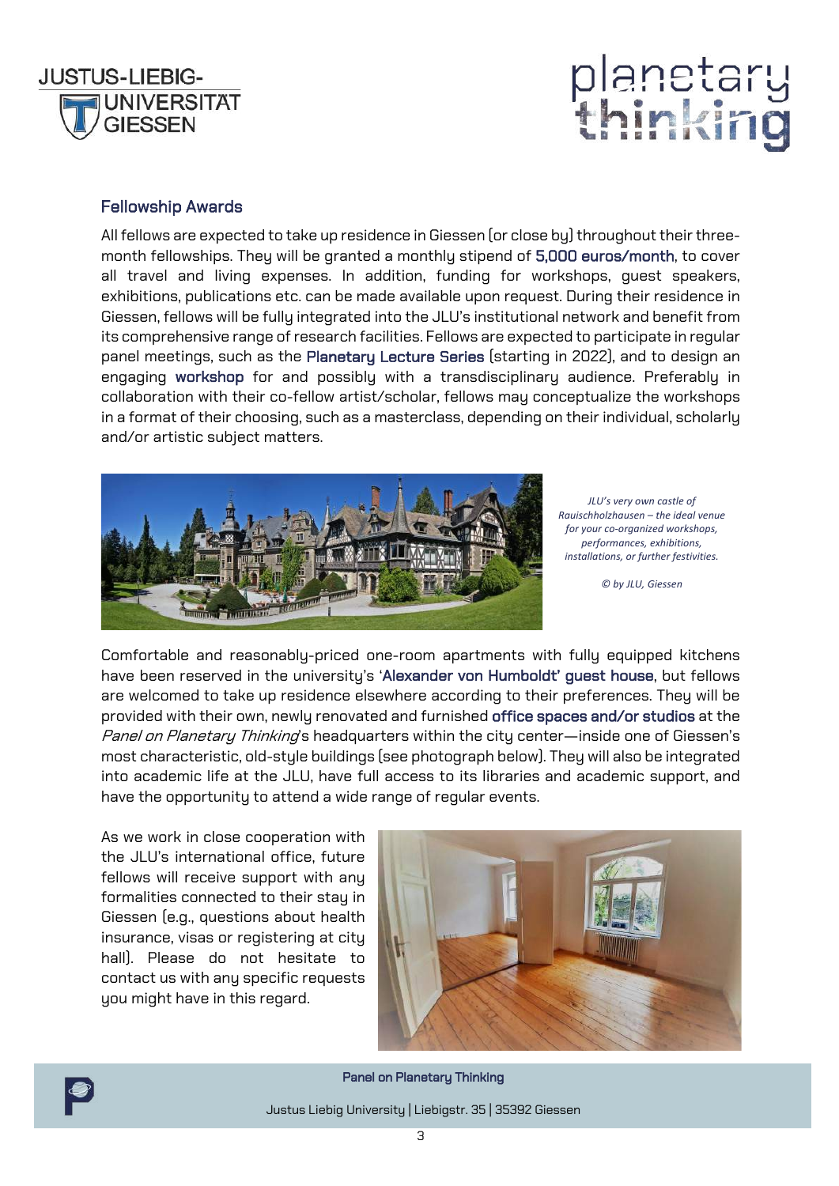## Fellowship Awards

All fellows are expected to take up residence in Giessen (or close by) throughout their three-month fellowships. They will be granted a monthly stipend of **5,000 euros/month**, to cover all travel and living expenses. In addition, funding for workshops, guest speakers, exhibitions, publications etc. can be made available upon request. During their residence in Giessen, fellows will be fully integrated into the JLU's institutional network and benefit from its comprehensive range of research facilities. Fellows are expected to participate in regular panel meetings, such as the **Planetary Lecture Series** (starting in 2022), and to design an engaging **workshop** for and possibly with a transdisciplinary audience. Preferably in collaboration with their co-fellow artist/scholar, fellows may conceptualize the workshops in a format of their choosing, such as a masterclass, depending on their individual, scholarly and/or artistic subject matters.

*JLU's very own castle of Rauischholzhausen – the ideal venue for your co-organized workshops, performances, exhibitions, installations, or further festivities.*

*© by JLU, Giessen*

Comfortable and reasonably-priced one-room apartments with fully equipped kitchens have been reserved in the university's '**Alexander von Humboldt' guest house**, but fellows are welcomed to take up residence elsewhere according to their preferences. They will be provided with their own, newly renovated and furnished **office spaces and/or studios** at the *Panel on Planetary Thinking*'s headquarters within the city center—inside one of Giessen's most characteristic, old-style buildings (see photograph below). They will also be integrated into academic life at the JLU, have full access to its libraries and academic support, and have the opportunity to attend a wide range of regular events.

As we work in close cooperation with the JLU's international office, future fellows will receive support with any formalities connected to their stay in Giessen (e.g., questions about health insurance, visas or registering at city hall). Please do not hesitate to contact us with any specific requests you might have in this regard.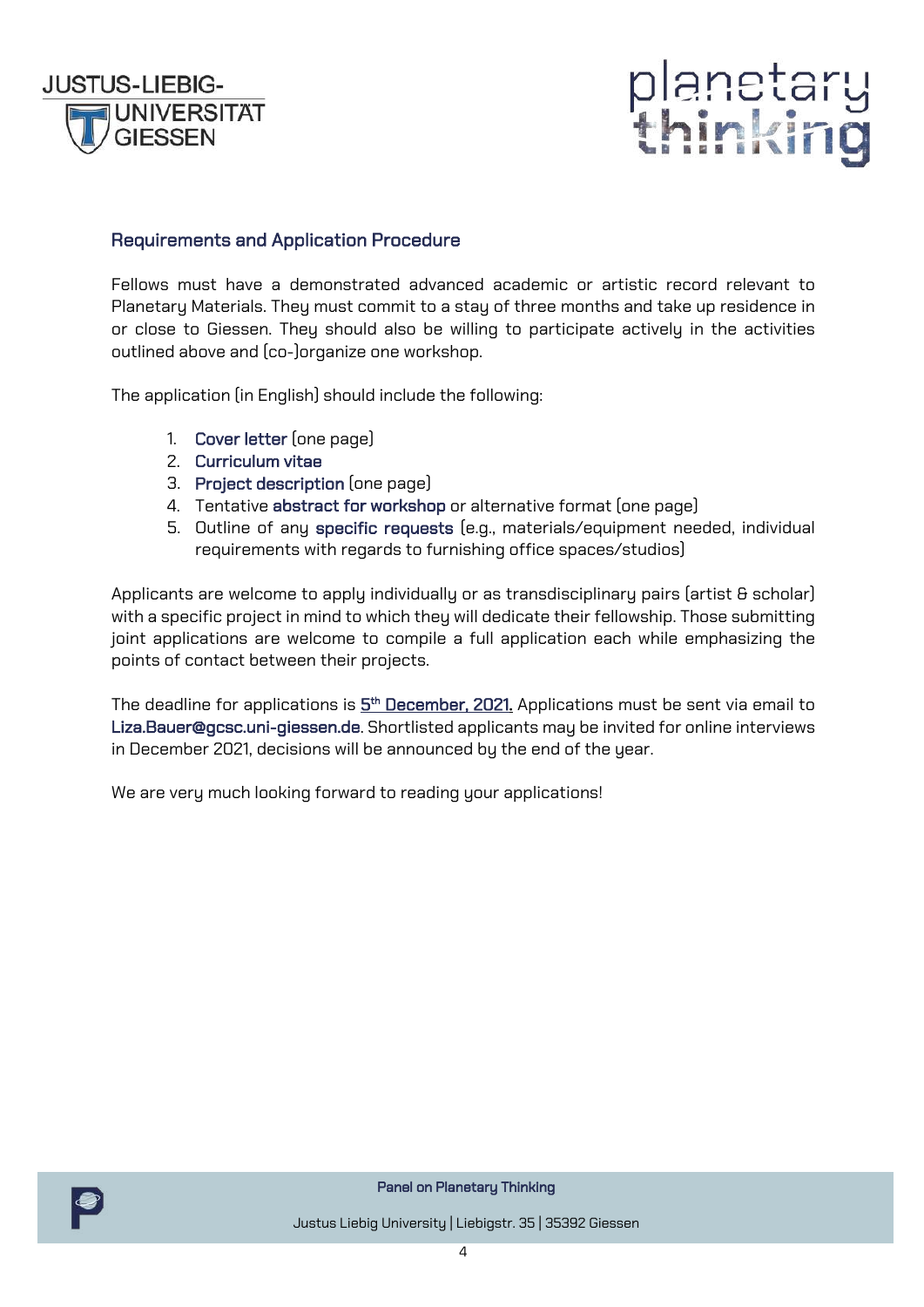## Requirements and Application Procedure

Fellows must have a demonstrated advanced academic or artistic record relevant to Planetary Materials. They must commit to a stay of three months and take up residence in or close to Giessen. They should also be willing to participate actively in the activities outlined above and (co-)organize one workshop.

The application (in English) should include the following:

1. **Cover letter** (one page)
2. **Curriculum vitae**
3. **Project description** (one page)
4. Tentative **abstract for workshop** or alternative format (one page)
5. Outline of any **specific requests** (e.g., materials/equipment needed, individual requirements with regards to furnishing office spaces/studios)

Applicants are welcome to apply individually or as transdisciplinary pairs (artist & scholar) with a specific project in mind to which they will dedicate their fellowship. Those submitting joint applications are welcome to compile a full application each while emphasizing the points of contact between their projects.

The deadline for applications is 5th December, 2021. Applications must be sent via email to Liza.Bauer@gcsc.uni-giessen.de. Shortlisted applicants may be invited for online interviews in December 2021, decisions will be announced by the end of the year.

We are very much looking forward to reading your applications!